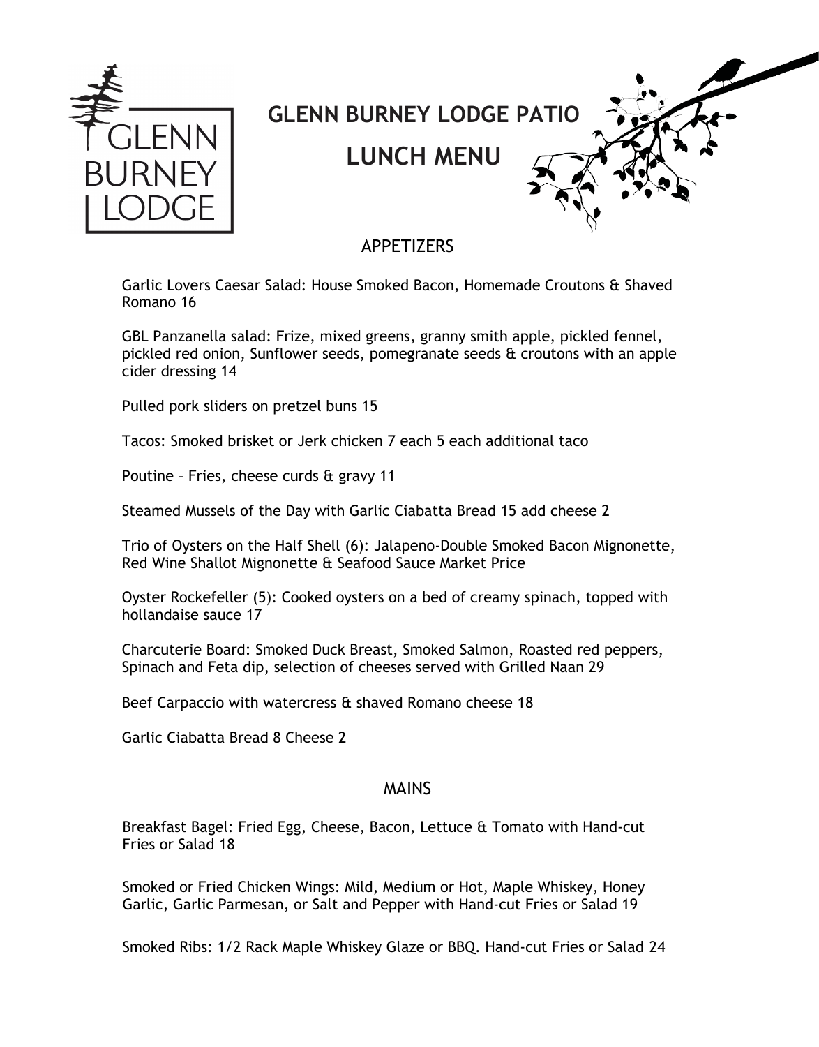# GLENN BURNEY LODGE PATIO

# LUNCH MENU

## APPETIZERS

Garlic Lovers Caesar Salad: House Smoked Bacon, Homemade Croutons & Shaved Romano 16

GBL Panzanella salad: Frize, mixed greens, granny smith apple, pickled fennel, pickled red onion, Sunflower seeds, pomegranate seeds & croutons with an apple cider dressing 14

Pulled pork sliders on pretzel buns 15

Tacos: Smoked brisket or Jerk chicken 7 each 5 each additional taco

Poutine – Fries, cheese curds & gravy 11

Steamed Mussels of the Day with Garlic Ciabatta Bread 15 add cheese 2

Trio of Oysters on the Half Shell (6): Jalapeno-Double Smoked Bacon Mignonette, Red Wine Shallot Mignonette & Seafood Sauce Market Price

Oyster Rockefeller (5): Cooked oysters on a bed of creamy spinach, topped with hollandaise sauce 17

Charcuterie Board: Smoked Duck Breast, Smoked Salmon, Roasted red peppers, Spinach and Feta dip, selection of cheeses served with Grilled Naan 29

Beef Carpaccio with watercress & shaved Romano cheese 18

Garlic Ciabatta Bread 8 Cheese 2

## MAINS

Breakfast Bagel: Fried Egg, Cheese, Bacon, Lettuce & Tomato with Hand-cut Fries or Salad 18

Smoked or Fried Chicken Wings: Mild, Medium or Hot, Maple Whiskey, Honey Garlic, Garlic Parmesan, or Salt and Pepper with Hand-cut Fries or Salad 19

Smoked Ribs: 1/2 Rack Maple Whiskey Glaze or BBQ. Hand-cut Fries or Salad 24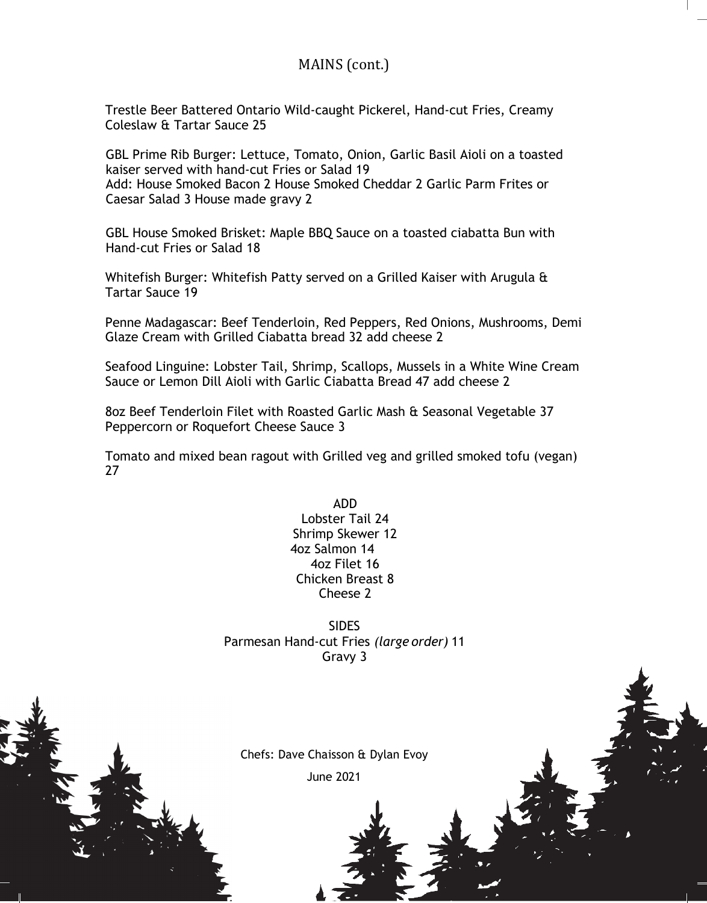## MAINS (cont.)

Trestle Beer Battered Ontario Wild-caught Pickerel, Hand-cut Fries, Creamy Coleslaw & Tartar Sauce 25

GBL Prime Rib Burger: Lettuce, Tomato, Onion, Garlic Basil Aioli on a toasted kaiser served with hand-cut Fries or Salad 19
Add: House Smoked Bacon 2 House Smoked Cheddar 2 Garlic Parm Frites or Caesar Salad 3 House made gravy 2

GBL House Smoked Brisket: Maple BBQ Sauce on a toasted ciabatta Bun with Hand-cut Fries or Salad 18

Whitefish Burger: Whitefish Patty served on a Grilled Kaiser with Arugula & Tartar Sauce 19

Penne Madagascar: Beef Tenderloin, Red Peppers, Red Onions, Mushrooms, Demi Glaze Cream with Grilled Ciabatta bread 32 add cheese 2

Seafood Linguine: Lobster Tail, Shrimp, Scallops, Mussels in a White Wine Cream Sauce or Lemon Dill Aioli with Garlic Ciabatta Bread 47 add cheese 2

8oz Beef Tenderloin Filet with Roasted Garlic Mash & Seasonal Vegetable 37
Peppercorn or Roquefort Cheese Sauce 3

Tomato and mixed bean ragout with Grilled veg and grilled smoked tofu (vegan) 27

### ADD

Lobster Tail 24
Shrimp Skewer 12
4oz Salmon 14
4oz Filet 16
Chicken Breast 8
Cheese 2

### SIDES

Parmesan Hand-cut Fries *(large order)* 11
Gravy 3

Chefs: Dave Chaisson & Dylan Evoy

June 2021